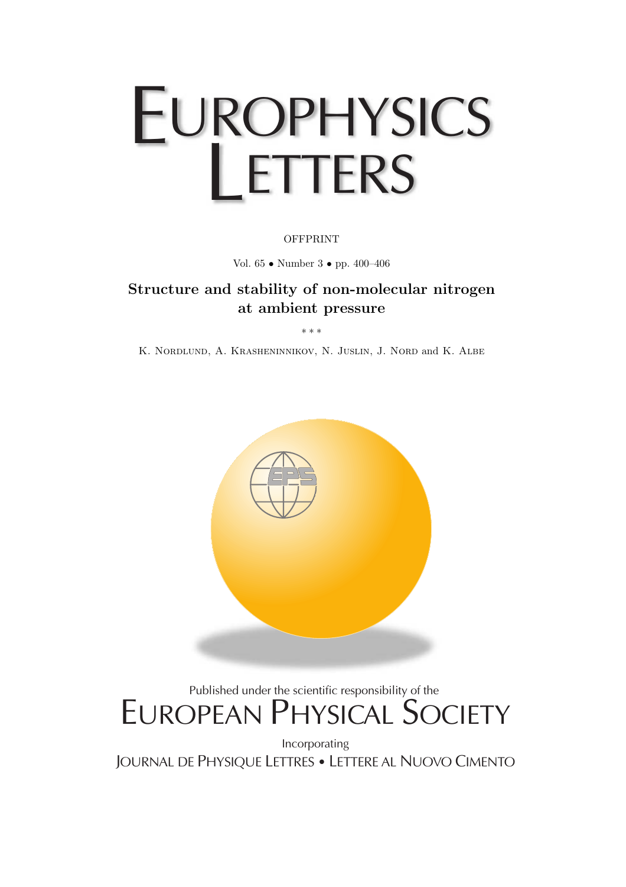# Europhysics Letters

OFFPRINT

Vol. 65 • Number 3 • pp. 400–406

## Structure and stability of non-molecular nitrogen at ambient pressure

\* \* \*

K. Nordlund, A. Krasheninnikov, N. Juslin, J. Nord and K. Albe

Published under the scientific responsibility of the

European Physical Society

Incorporating

Journal de Physique Lettres • Lettere al Nuovo Cimento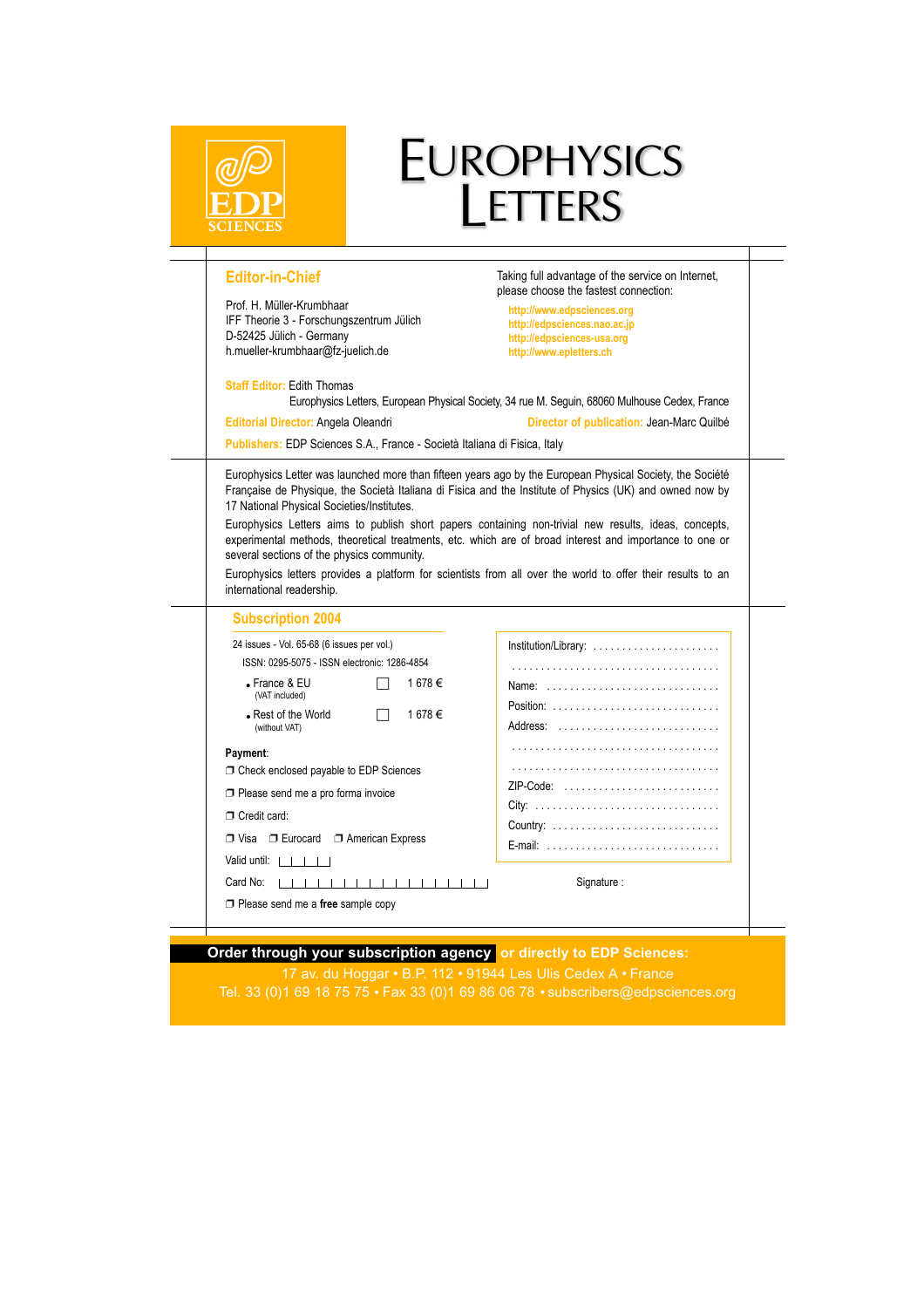EDP SCIENCES

# EUROPHYSICS LETTERS

**Editor-in-Chief**

Prof. H. Müller-Krumbhaar
IFF Theorie 3 - Forschungszentrum Jülich
D-52425 Jülich - Germany
h.mueller-krumbhaar@fz-juelich.de

Taking full advantage of the service on Internet, please choose the fastest connection:

http://www.edpsciences.org
http://edpsciences.nao.ac.jp
http://edpsciences-usa.org
http://www.epletters.ch

**Staff Editor:** Edith Thomas
Europhysics Letters, European Physical Society, 34 rue M. Seguin, 68060 Mulhouse Cedex, France

**Editorial Director:** Angela Oleandri

**Director of publication:** Jean-Marc Quilbé

**Publishers:** EDP Sciences S.A., France - Società Italiana di Fisica, Italy

Europhysics Letter was launched more than fifteen years ago by the European Physical Society, the Société Française de Physique, the Società Italiana di Fisica and the Institute of Physics (UK) and owned now by 17 National Physical Societies/Institutes.

Europhysics Letters aims to publish short papers containing non-trivial new results, ideas, concepts, experimental methods, theoretical treatments, etc. which are of broad interest and importance to one or several sections of the physics community.

Europhysics letters provides a platform for scientists from all over the world to offer their results to an international readership.

## Subscription 2004

24 issues - Vol. 65-68 (6 issues per vol.)

ISSN: 0295-5075 - ISSN electronic: 1286-4854

- France & EU (VAT included) ☐ 1 678 €
- Rest of the World (without VAT) ☐ 1 678 €

**Payment**:

❒ Check enclosed payable to EDP Sciences

❒ Please send me a pro forma invoice

❒ Credit card:

❒ Visa ❒ Eurocard ❒ American Express

Valid until: |_|_|_|_|

Card No: |_|_|_|_|_|_|_|_|_|_|_|_|_|_|_|_|_|_|_|_|

❒ Please send me a **free** sample copy

Institution/Library: ......................

...................................

Name: .............................

Position: ............................

Address: ...........................

...................................

...................................

ZIP-Code: ..........................

City: ...............................

Country: ............................

E-mail: .............................

Signature :

**Order through your subscription agency or directly to EDP Sciences:**

17 av. du Hoggar • B.P. 112 • 91944 Les Ulis Cedex A • France

Tel. 33 (0)1 69 18 75 75 • Fax 33 (0)1 69 86 06 78 • subscribers@edpsciences.org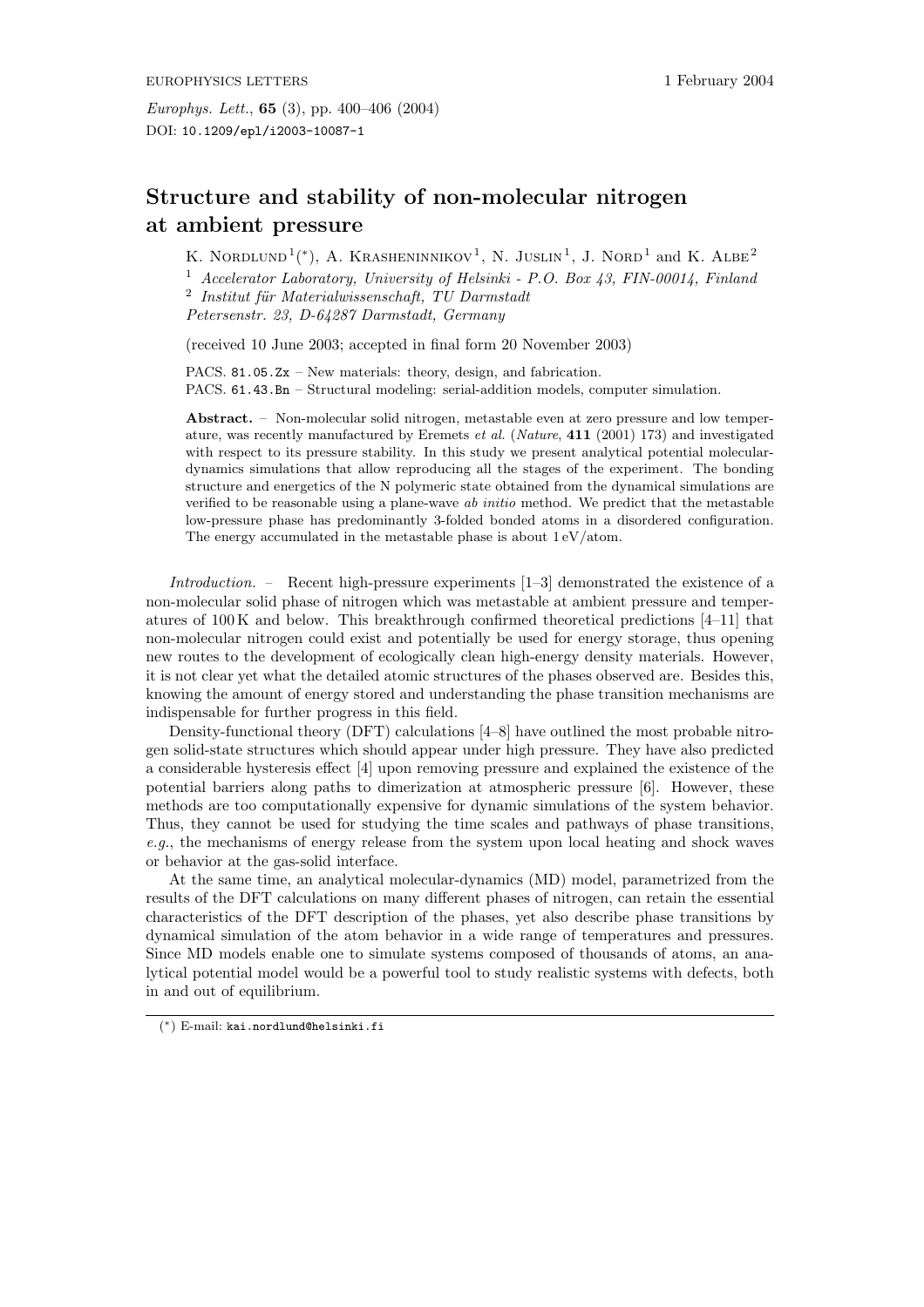EUROPHYSICS LETTERS 1 February 2004

*Europhys. Lett.*, **65** (3), pp. 400–406 (2004)
DOI: 10.1209/epl/i2003-10087-1

# Structure and stability of non-molecular nitrogen at ambient pressure

K. Nordlund[1](*), A. Krasheninnikov[1], N. Juslin[1], J. Nord[1] and K. Albe[2]

[1] *Accelerator Laboratory, University of Helsinki - P.O. Box 43, FIN-00014, Finland*
[2] *Institut für Materialwissenschaft, TU Darmstadt Petersenstr. 23, D-64287 Darmstadt, Germany*

(received 10 June 2003; accepted in final form 20 November 2003)

PACS. 81.05.Zx – New materials: theory, design, and fabrication.
PACS. 61.43.Bn – Structural modeling: serial-addition models, computer simulation.

**Abstract.** – Non-molecular solid nitrogen, metastable even at zero pressure and low temperature, was recently manufactured by Eremets *et al.* (*Nature*, **411** (2001) 173) and investigated with respect to its pressure stability. In this study we present analytical potential molecular-dynamics simulations that allow reproducing all the stages of the experiment. The bonding structure and energetics of the N polymeric state obtained from the dynamical simulations are verified to be reasonable using a plane-wave *ab initio* method. We predict that the metastable low-pressure phase has predominantly 3-folded bonded atoms in a disordered configuration. The energy accumulated in the metastable phase is about 1 eV/atom.

*Introduction.* – Recent high-pressure experiments [1–3] demonstrated the existence of a non-molecular solid phase of nitrogen which was metastable at ambient pressure and temperatures of 100 K and below. This breakthrough confirmed theoretical predictions [4–11] that non-molecular nitrogen could exist and potentially be used for energy storage, thus opening new routes to the development of ecologically clean high-energy density materials. However, it is not clear yet what the detailed atomic structures of the phases observed are. Besides this, knowing the amount of energy stored and understanding the phase transition mechanisms are indispensable for further progress in this field.

Density-functional theory (DFT) calculations [4–8] have outlined the most probable nitrogen solid-state structures which should appear under high pressure. They have also predicted a considerable hysteresis effect [4] upon removing pressure and explained the existence of the potential barriers along paths to dimerization at atmospheric pressure [6]. However, these methods are too computationally expensive for dynamic simulations of the system behavior. Thus, they cannot be used for studying the time scales and pathways of phase transitions, *e.g.*, the mechanisms of energy release from the system upon local heating and shock waves or behavior at the gas-solid interface.

At the same time, an analytical molecular-dynamics (MD) model, parametrized from the results of the DFT calculations on many different phases of nitrogen, can retain the essential characteristics of the DFT description of the phases, yet also describe phase transitions by dynamical simulation of the atom behavior in a wide range of temperatures and pressures. Since MD models enable one to simulate systems composed of thousands of atoms, an analytical potential model would be a powerful tool to study realistic systems with defects, both in and out of equilibrium.

(*) E-mail: kai.nordlund@helsinki.fi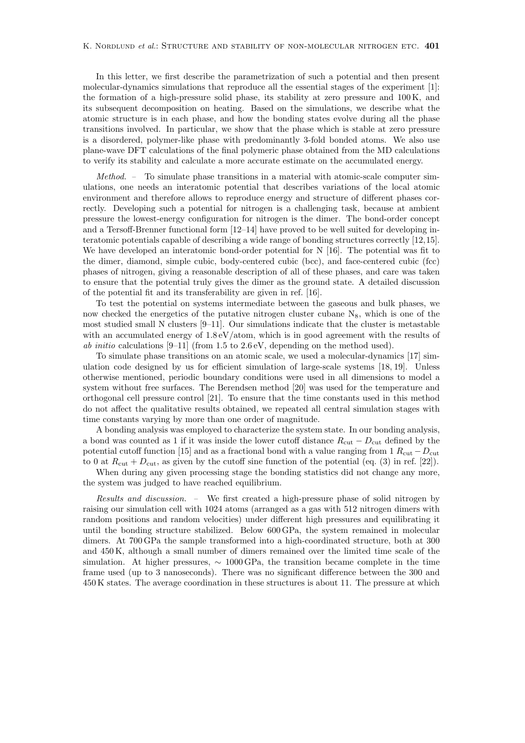In this letter, we first describe the parametrization of such a potential and then present molecular-dynamics simulations that reproduce all the essential stages of the experiment [1]: the formation of a high-pressure solid phase, its stability at zero pressure and 100 K, and its subsequent decomposition on heating. Based on the simulations, we describe what the atomic structure is in each phase, and how the bonding states evolve during all the phase transitions involved. In particular, we show that the phase which is stable at zero pressure is a disordered, polymer-like phase with predominantly 3-fold bonded atoms. We also use plane-wave DFT calculations of the final polymeric phase obtained from the MD calculations to verify its stability and calculate a more accurate estimate on the accumulated energy.

*Method.* – To simulate phase transitions in a material with atomic-scale computer simulations, one needs an interatomic potential that describes variations of the local atomic environment and therefore allows to reproduce energy and structure of different phases correctly. Developing such a potential for nitrogen is a challenging task, because at ambient pressure the lowest-energy configuration for nitrogen is the dimer. The bond-order concept and a Tersoff-Brenner functional form [12–14] have proved to be well suited for developing interatomic potentials capable of describing a wide range of bonding structures correctly [12,15]. We have developed an interatomic bond-order potential for N [16]. The potential was fit to the dimer, diamond, simple cubic, body-centered cubic (bcc), and face-centered cubic (fcc) phases of nitrogen, giving a reasonable description of all of these phases, and care was taken to ensure that the potential truly gives the dimer as the ground state. A detailed discussion of the potential fit and its transferability are given in ref. [16].

To test the potential on systems intermediate between the gaseous and bulk phases, we now checked the energetics of the putative nitrogen cluster cubane $N_8$, which is one of the most studied small N clusters [9–11]. Our simulations indicate that the cluster is metastable with an accumulated energy of 1.8 eV/atom, which is in good agreement with the results of *ab initio* calculations [9–11] (from 1.5 to 2.6 eV, depending on the method used).

To simulate phase transitions on an atomic scale, we used a molecular-dynamics [17] simulation code designed by us for efficient simulation of large-scale systems [18, 19]. Unless otherwise mentioned, periodic boundary conditions were used in all dimensions to model a system without free surfaces. The Berendsen method [20] was used for the temperature and orthogonal cell pressure control [21]. To ensure that the time constants used in this method do not affect the qualitative results obtained, we repeated all central simulation stages with time constants varying by more than one order of magnitude.

A bonding analysis was employed to characterize the system state. In our bonding analysis, a bond was counted as 1 if it was inside the lower cutoff distance $R_{\rm cut} - D_{\rm cut}$ defined by the potential cutoff function [15] and as a fractional bond with a value ranging from 1 $R_{\rm cut} - D_{\rm cut}$ to 0 at $R_{\rm cut} + D_{\rm cut}$, as given by the cutoff sine function of the potential (eq. (3) in ref. [22]).

When during any given processing stage the bonding statistics did not change any more, the system was judged to have reached equilibrium.

*Results and discussion.* – We first created a high-pressure phase of solid nitrogen by raising our simulation cell with 1024 atoms (arranged as a gas with 512 nitrogen dimers with random positions and random velocities) under different high pressures and equilibrating it until the bonding structure stabilized. Below 600 GPa, the system remained in molecular dimers. At 700 GPa the sample transformed into a high-coordinated structure, both at 300 and 450 K, although a small number of dimers remained over the limited time scale of the simulation. At higher pressures, $\sim$ 1000 GPa, the transition became complete in the time frame used (up to 3 nanoseconds). There was no significant difference between the 300 and 450 K states. The average coordination in these structures is about 11. The pressure at which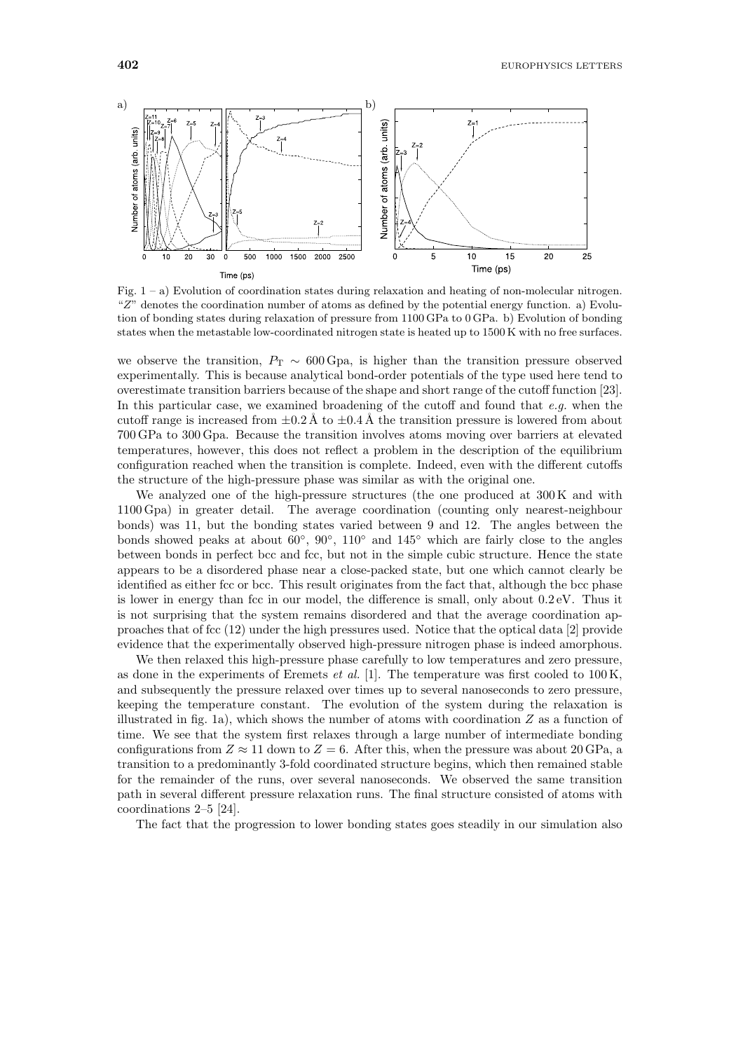Fig. 1 – a) Evolution of coordination states during relaxation and heating of non-molecular nitrogen. "$Z$" denotes the coordination number of atoms as defined by the potential energy function. a) Evolution of bonding states during relaxation of pressure from 1100 GPa to 0 GPa. b) Evolution of bonding states when the metastable low-coordinated nitrogen state is heated up to 1500 K with no free surfaces.

we observe the transition, $P_\mathrm{T} \sim 600$ Gpa, is higher than the transition pressure observed experimentally. This is because analytical bond-order potentials of the type used here tend to overestimate transition barriers because of the shape and short range of the cutoff function [23]. In this particular case, we examined broadening of the cutoff and found that *e.g.* when the cutoff range is increased from $\pm 0.2$ Å to $\pm 0.4$ Å the transition pressure is lowered from about 700 GPa to 300 GPa. Because the transition involves atoms moving over barriers at elevated temperatures, however, this does not reflect a problem in the description of the equilibrium configuration reached when the transition is complete. Indeed, even with the different cutoffs the structure of the high-pressure phase was similar as with the original one.

We analyzed one of the high-pressure structures (the one produced at 300 K and with 1100 Gpa) in greater detail. The average coordination (counting only nearest-neighbour bonds) was 11, but the bonding states varied between 9 and 12. The angles between the bonds showed peaks at about 60°, 90°, 110° and 145° which are fairly close to the angles between bonds in perfect bcc and fcc, but not in the simple cubic structure. Hence the state appears to be a disordered phase near a close-packed state, but one which cannot clearly be identified as either fcc or bcc. This result originates from the fact that, although the bcc phase is lower in energy than fcc in our model, the difference is small, only about 0.2 eV. Thus it is not surprising that the system remains disordered and that the average coordination approaches that of fcc (12) under the high pressures used. Notice that the optical data [2] provide evidence that the experimentally observed high-pressure nitrogen phase is indeed amorphous.

We then relaxed this high-pressure phase carefully to low temperatures and zero pressure, as done in the experiments of Eremets *et al.* [1]. The temperature was first cooled to 100 K, and subsequently the pressure relaxed over times up to several nanoseconds to zero pressure, keeping the temperature constant. The evolution of the system during the relaxation is illustrated in fig. 1a), which shows the number of atoms with coordination $Z$ as a function of time. We see that the system first relaxes through a large number of intermediate bonding configurations from $Z \approx 11$ down to $Z = 6$. After this, when the pressure was about 20 GPa, a transition to a predominantly 3-fold coordinated structure begins, which then remained stable for the remainder of the runs, over several nanoseconds. We observed the same transition path in several different pressure relaxation runs. The final structure consisted of atoms with coordinations 2–5 [24].

The fact that the progression to lower bonding states goes steadily in our simulation also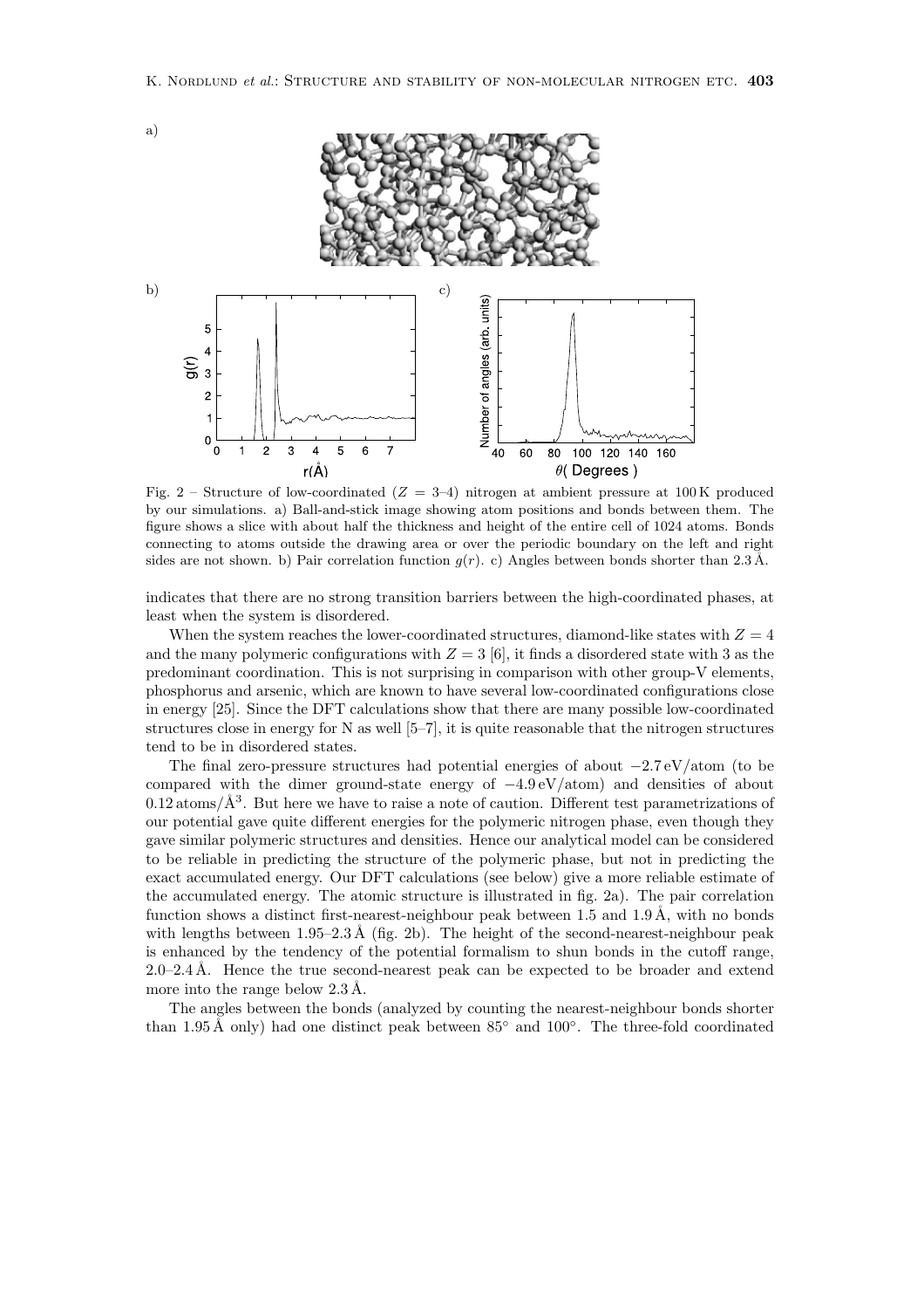Fig. 2 – Structure of low-coordinated ($Z = 3$–$4$) nitrogen at ambient pressure at 100 K produced by our simulations. a) Ball-and-stick image showing atom positions and bonds between them. The figure shows a slice with about half the thickness and height of the entire cell of 1024 atoms. Bonds connecting to atoms outside the drawing area or over the periodic boundary on the left and right sides are not shown. b) Pair correlation function $g(r)$. c) Angles between bonds shorter than 2.3 Å.

indicates that there are no strong transition barriers between the high-coordinated phases, at least when the system is disordered.

When the system reaches the lower-coordinated structures, diamond-like states with $Z = 4$ and the many polymeric configurations with $Z = 3$ [6], it finds a disordered state with 3 as the predominant coordination. This is not surprising in comparison with other group-V elements, phosphorus and arsenic, which are known to have several low-coordinated configurations close in energy [25]. Since the DFT calculations show that there are many possible low-coordinated structures close in energy for N as well [5–7], it is quite reasonable that the nitrogen structures tend to be in disordered states.

The final zero-pressure structures had potential energies of about $-2.7$ eV/atom (to be compared with the dimer ground-state energy of $-4.9$ eV/atom) and densities of about 0.12 atoms/Å$^3$. But here we have to raise a note of caution. Different test parametrizations of our potential gave quite different energies for the polymeric nitrogen phase, even though they gave similar polymeric structures and densities. Hence our analytical model can be considered to be reliable in predicting the structure of the polymeric phase, but not in predicting the exact accumulated energy. Our DFT calculations (see below) give a more reliable estimate of the accumulated energy. The atomic structure is illustrated in fig. 2a). The pair correlation function shows a distinct first-nearest-neighbour peak between 1.5 and 1.9 Å, with no bonds with lengths between 1.95–2.3 Å (fig. 2b). The height of the second-nearest-neighbour peak is enhanced by the tendency of the potential formalism to shun bonds in the cutoff range, 2.0–2.4 Å. Hence the true second-nearest peak can be expected to be broader and extend more into the range below 2.3 Å.

The angles between the bonds (analyzed by counting the nearest-neighbour bonds shorter than 1.95 Å only) had one distinct peak between 85° and 100°. The three-fold coordinated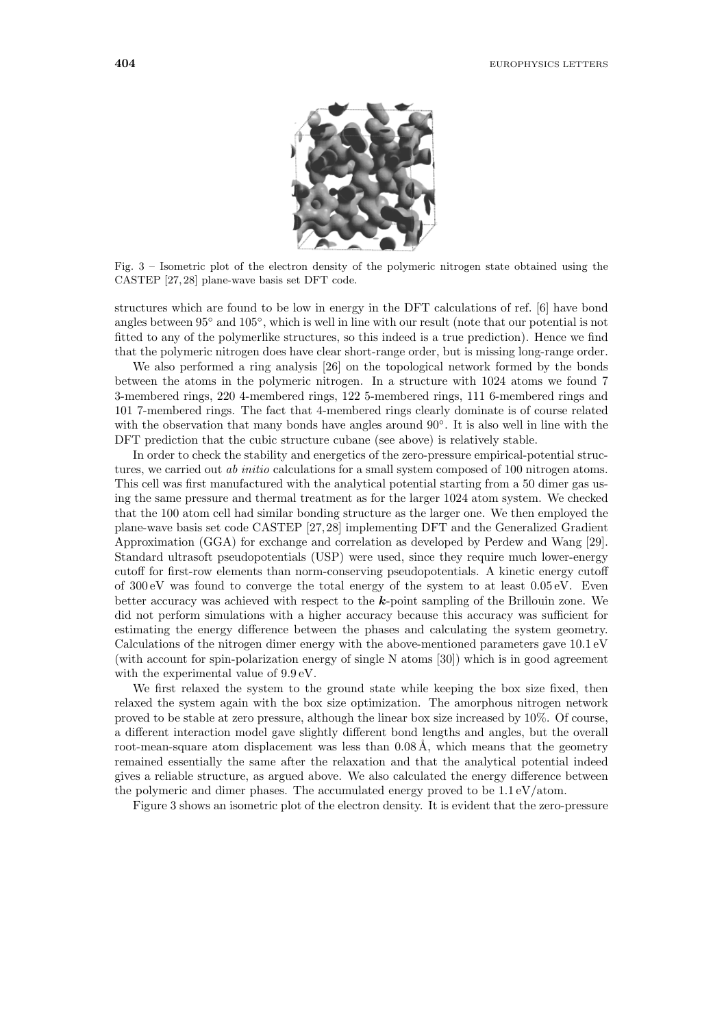Fig. 3 – Isometric plot of the electron density of the polymeric nitrogen state obtained using the CASTEP [27, 28] plane-wave basis set DFT code.

structures which are found to be low in energy in the DFT calculations of ref. [6] have bond angles between 95° and 105°, which is well in line with our result (note that our potential is not fitted to any of the polymerlike structures, so this indeed is a true prediction). Hence we find that the polymeric nitrogen does have clear short-range order, but is missing long-range order.

We also performed a ring analysis [26] on the topological network formed by the bonds between the atoms in the polymeric nitrogen. In a structure with 1024 atoms we found 7 3-membered rings, 220 4-membered rings, 122 5-membered rings, 111 6-membered rings and 101 7-membered rings. The fact that 4-membered rings clearly dominate is of course related with the observation that many bonds have angles around 90°. It is also well in line with the DFT prediction that the cubic structure cubane (see above) is relatively stable.

In order to check the stability and energetics of the zero-pressure empirical-potential structures, we carried out *ab initio* calculations for a small system composed of 100 nitrogen atoms. This cell was first manufactured with the analytical potential starting from a 50 dimer gas using the same pressure and thermal treatment as for the larger 1024 atom system. We checked that the 100 atom cell had similar bonding structure as the larger one. We then employed the plane-wave basis set code CASTEP [27, 28] implementing DFT and the Generalized Gradient Approximation (GGA) for exchange and correlation as developed by Perdew and Wang [29]. Standard ultrasoft pseudopotentials (USP) were used, since they require much lower-energy cutoff for first-row elements than norm-conserving pseudopotentials. A kinetic energy cutoff of 300 eV was found to converge the total energy of the system to at least 0.05 eV. Even better accuracy was achieved with respect to the $\boldsymbol{k}$-point sampling of the Brillouin zone. We did not perform simulations with a higher accuracy because this accuracy was sufficient for estimating the energy difference between the phases and calculating the system geometry. Calculations of the nitrogen dimer energy with the above-mentioned parameters gave 10.1 eV (with account for spin-polarization energy of single N atoms [30]) which is in good agreement with the experimental value of 9.9 eV.

We first relaxed the system to the ground state while keeping the box size fixed, then relaxed the system again with the box size optimization. The amorphous nitrogen network proved to be stable at zero pressure, although the linear box size increased by 10%. Of course, a different interaction model gave slightly different bond lengths and angles, but the overall root-mean-square atom displacement was less than 0.08 Å, which means that the geometry remained essentially the same after the relaxation and that the analytical potential indeed gives a reliable structure, as argued above. We also calculated the energy difference between the polymeric and dimer phases. The accumulated energy proved to be 1.1 eV/atom.

Figure 3 shows an isometric plot of the electron density. It is evident that the zero-pressure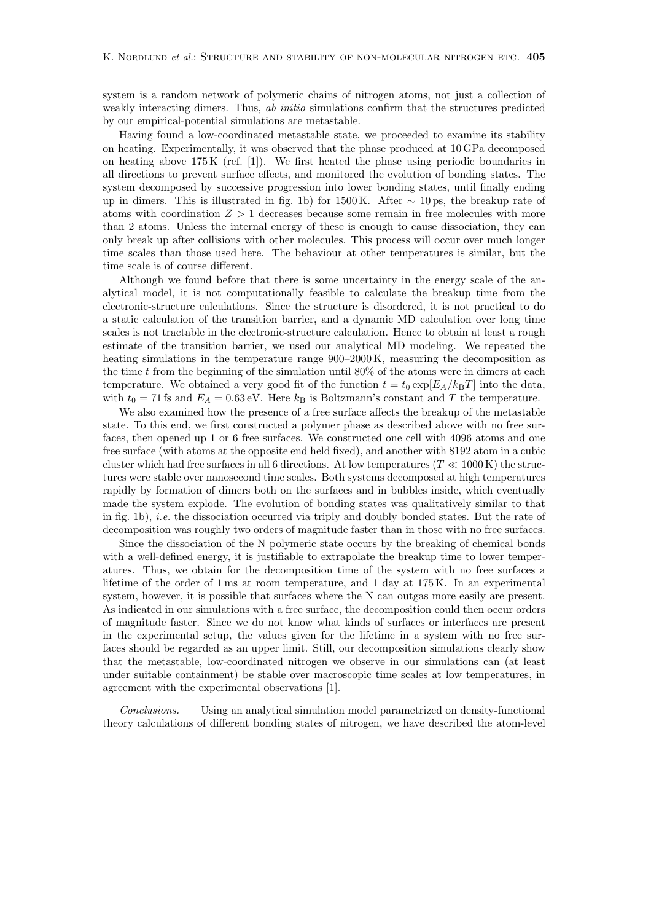system is a random network of polymeric chains of nitrogen atoms, not just a collection of weakly interacting dimers. Thus, *ab initio* simulations confirm that the structures predicted by our empirical-potential simulations are metastable.

Having found a low-coordinated metastable state, we proceeded to examine its stability on heating. Experimentally, it was observed that the phase produced at 10 GPa decomposed on heating above 175 K (ref. [1]). We first heated the phase using periodic boundaries in all directions to prevent surface effects, and monitored the evolution of bonding states. The system decomposed by successive progression into lower bonding states, until finally ending up in dimers. This is illustrated in fig. 1b) for 1500 K. After $\sim 10$ ps, the breakup rate of atoms with coordination $Z > 1$ decreases because some remain in free molecules with more than 2 atoms. Unless the internal energy of these is enough to cause dissociation, they can only break up after collisions with other molecules. This process will occur over much longer time scales than those used here. The behaviour at other temperatures is similar, but the time scale is of course different.

Although we found before that there is some uncertainty in the energy scale of the analytical model, it is not computationally feasible to calculate the breakup time from the electronic-structure calculations. Since the structure is disordered, it is not practical to do a static calculation of the transition barrier, and a dynamic MD calculation over long time scales is not tractable in the electronic-structure calculation. Hence to obtain at least a rough estimate of the transition barrier, we used our analytical MD modeling. We repeated the heating simulations in the temperature range 900–2000 K, measuring the decomposition as the time $t$ from the beginning of the simulation until 80% of the atoms were in dimers at each temperature. We obtained a very good fit of the function $t = t_0 \exp[E_A/k_\mathrm{B}T]$ into the data, with $t_0 = 71$ fs and $E_A = 0.63$ eV. Here $k_\mathrm{B}$ is Boltzmann's constant and $T$ the temperature.

We also examined how the presence of a free surface affects the breakup of the metastable state. To this end, we first constructed a polymer phase as described above with no free surfaces, then opened up 1 or 6 free surfaces. We constructed one cell with 4096 atoms and one free surface (with atoms at the opposite end held fixed), and another with 8192 atom in a cubic cluster which had free surfaces in all 6 directions. At low temperatures ($T \ll 1000$ K) the structures were stable over nanosecond time scales. Both systems decomposed at high temperatures rapidly by formation of dimers both on the surfaces and in bubbles inside, which eventually made the system explode. The evolution of bonding states was qualitatively similar to that in fig. 1b), *i.e.* the dissociation occurred via triply and doubly bonded states. But the rate of decomposition was roughly two orders of magnitude faster than in those with no free surfaces.

Since the dissociation of the N polymeric state occurs by the breaking of chemical bonds with a well-defined energy, it is justifiable to extrapolate the breakup time to lower temperatures. Thus, we obtain for the decomposition time of the system with no free surfaces a lifetime of the order of 1 ms at room temperature, and 1 day at 175 K. In an experimental system, however, it is possible that surfaces where the N can outgas more easily are present. As indicated in our simulations with a free surface, the decomposition could then occur orders of magnitude faster. Since we do not know what kinds of surfaces or interfaces are present in the experimental setup, the values given for the lifetime in a system with no free surfaces should be regarded as an upper limit. Still, our decomposition simulations clearly show that the metastable, low-coordinated nitrogen we observe in our simulations can (at least under suitable containment) be stable over macroscopic time scales at low temperatures, in agreement with the experimental observations [1].

*Conclusions.* – Using an analytical simulation model parametrized on density-functional theory calculations of different bonding states of nitrogen, we have described the atom-level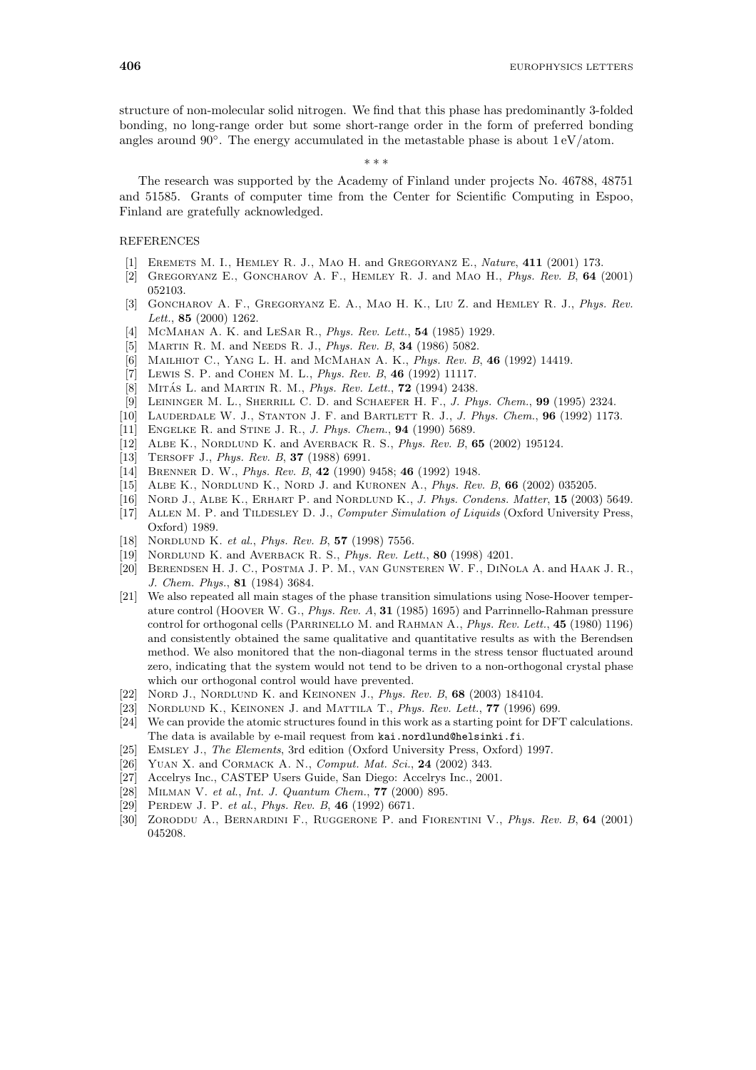structure of non-molecular solid nitrogen. We find that this phase has predominantly 3-folded bonding, no long-range order but some short-range order in the form of preferred bonding angles around 90°. The energy accumulated in the metastable phase is about 1 eV/atom.

\* \* \*

The research was supported by the Academy of Finland under projects No. 46788, 48751 and 51585. Grants of computer time from the Center for Scientific Computing in Espoo, Finland are gratefully acknowledged.

REFERENCES

[1] Eremets M. I., Hemley R. J., Mao H. and Gregoryanz E., *Nature*, **411** (2001) 173.
[2] Gregoryanz E., Goncharov A. F., Hemley R. J. and Mao H., *Phys. Rev. B*, **64** (2001) 052103.
[3] Goncharov A. F., Gregoryanz E. A., Mao H. K., Liu Z. and Hemley R. J., *Phys. Rev. Lett.*, **85** (2000) 1262.
[4] McMahan A. K. and LeSar R., *Phys. Rev. Lett.*, **54** (1985) 1929.
[5] Martin R. M. and Needs R. J., *Phys. Rev. B*, **34** (1986) 5082.
[6] Mailhiot C., Yang L. H. and McMahan A. K., *Phys. Rev. B*, **46** (1992) 14419.
[7] Lewis S. P. and Cohen M. L., *Phys. Rev. B*, **46** (1992) 11117.
[8] Mitás L. and Martin R. M., *Phys. Rev. Lett.*, **72** (1994) 2438.
[9] Leininger M. L., Sherrill C. D. and Schaefer H. F., *J. Phys. Chem.*, **99** (1995) 2324.
[10] Lauderdale W. J., Stanton J. F. and Bartlett R. J., *J. Phys. Chem.*, **96** (1992) 1173.
[11] Engelke R. and Stine J. R., *J. Phys. Chem.*, **94** (1990) 5689.
[12] Albe K., Nordlund K. and Averback R. S., *Phys. Rev. B*, **65** (2002) 195124.
[13] Tersoff J., *Phys. Rev. B*, **37** (1988) 6991.
[14] Brenner D. W., *Phys. Rev. B*, **42** (1990) 9458; **46** (1992) 1948.
[15] Albe K., Nordlund K., Nord J. and Kuronen A., *Phys. Rev. B*, **66** (2002) 035205.
[16] Nord J., Albe K., Erhart P. and Nordlund K., *J. Phys. Condens. Matter*, **15** (2003) 5649.
[17] Allen M. P. and Tildesley D. J., *Computer Simulation of Liquids* (Oxford University Press, Oxford) 1989.
[18] Nordlund K. *et al.*, *Phys. Rev. B*, **57** (1998) 7556.
[19] Nordlund K. and Averback R. S., *Phys. Rev. Lett.*, **80** (1998) 4201.
[20] Berendsen H. J. C., Postma J. P. M., van Gunsteren W. F., DiNola A. and Haak J. R., *J. Chem. Phys.*, **81** (1984) 3684.
[21] We also repeated all main stages of the phase transition simulations using Nose-Hoover temperature control (Hoover W. G., *Phys. Rev. A*, **31** (1985) 1695) and Parrinnello-Rahman pressure control for orthogonal cells (Parrinello M. and Rahman A., *Phys. Rev. Lett.*, **45** (1980) 1196) and consistently obtained the same qualitative and quantitative results as with the Berendsen method. We also monitored that the non-diagonal terms in the stress tensor fluctuated around zero, indicating that the system would not tend to be driven to a non-orthogonal crystal phase which our orthogonal control would have prevented.
[22] Nord J., Nordlund K. and Keinonen J., *Phys. Rev. B*, **68** (2003) 184104.
[23] Nordlund K., Keinonen J. and Mattila T., *Phys. Rev. Lett.*, **77** (1996) 699.
[24] We can provide the atomic structures found in this work as a starting point for DFT calculations. The data is available by e-mail request from kai.nordlund@helsinki.fi.
[25] Emsley J., *The Elements*, 3rd edition (Oxford University Press, Oxford) 1997.
[26] Yuan X. and Cormack A. N., *Comput. Mat. Sci.*, **24** (2002) 343.
[27] Accelrys Inc., CASTEP Users Guide, San Diego: Accelrys Inc., 2001.
[28] Milman V. *et al.*, *Int. J. Quantum Chem.*, **77** (2000) 895.
[29] Perdew J. P. *et al.*, *Phys. Rev. B*, **46** (1992) 6671.
[30] Zoroddu A., Bernardini F., Ruggerone P. and Fiorentini V., *Phys. Rev. B*, **64** (2001) 045208.